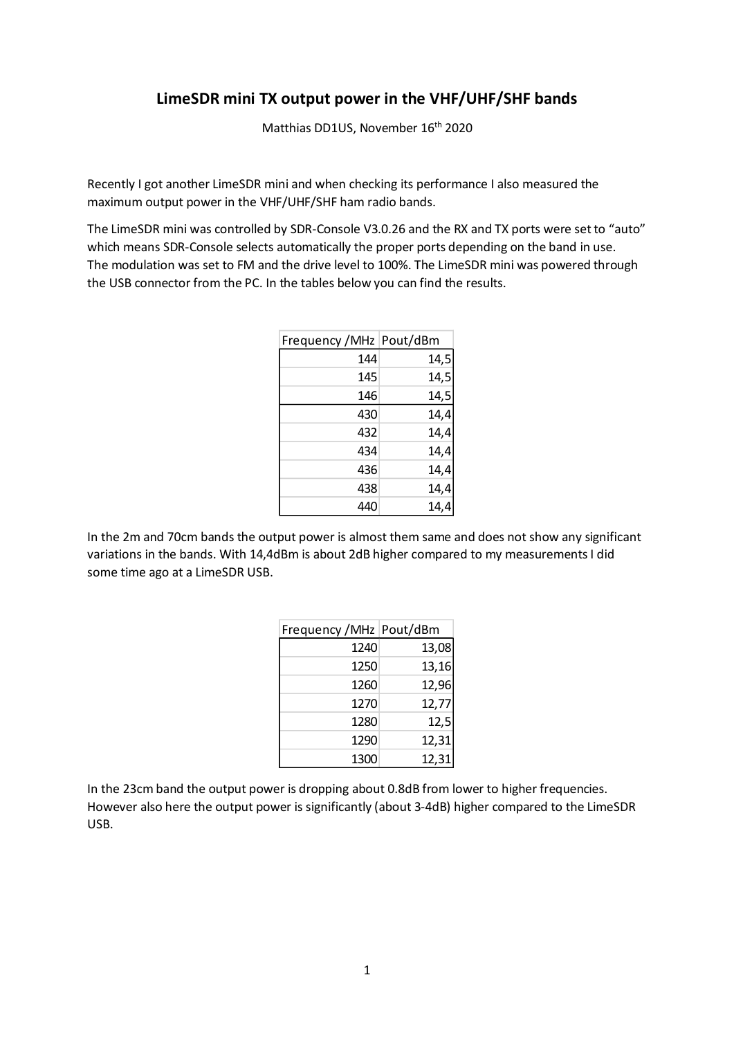# LimeSDR mini TX output power in the VHF/UHF/SHF bands

Matthias DD1US, November 16th 2020

Recently I got another LimeSDR mini and when checking its performance I also measured the maximum output power in the VHF/UHF/SHF ham radio bands.

The LimeSDR mini was controlled by SDR-Console V3.0.26 and the RX and TX ports were set to "auto" which means SDR-Console selects automatically the proper ports depending on the band in use. The modulation was set to FM and the drive level to 100%. The LimeSDR mini was powered through the USB connector from the PC. In the tables below you can find the results.

| Frequency /MHz | Pout/dBm |
|---:|---:|
| 144 | 14,5 |
| 145 | 14,5 |
| 146 | 14,5 |
| 430 | 14,4 |
| 432 | 14,4 |
| 434 | 14,4 |
| 436 | 14,4 |
| 438 | 14,4 |
| 440 | 14,4 |

In the 2m and 70cm bands the output power is almost them same and does not show any significant variations in the bands. With 14,4dBm is about 2dB higher compared to my measurements I did some time ago at a LimeSDR USB.

| Frequency /MHz | Pout/dBm |
|---:|---:|
| 1240 | 13,08 |
| 1250 | 13,16 |
| 1260 | 12,96 |
| 1270 | 12,77 |
| 1280 | 12,5 |
| 1290 | 12,31 |
| 1300 | 12,31 |

In the 23cm band the output power is dropping about 0.8dB from lower to higher frequencies. However also here the output power is significantly (about 3-4dB) higher compared to the LimeSDR USB.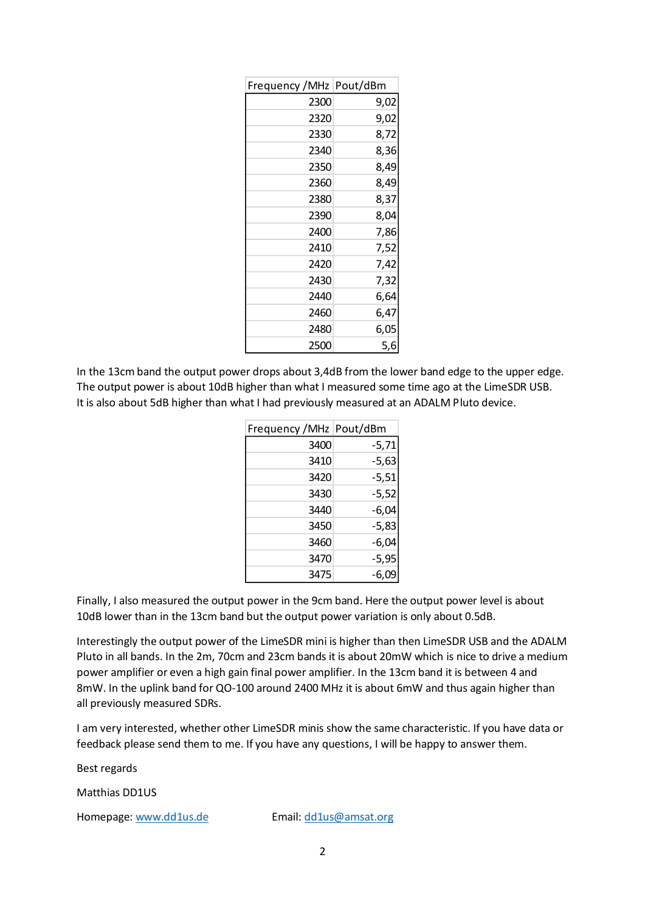| Frequency /MHz | Pout/dBm |
|---|---|
| 2300 | 9,02 |
| 2320 | 9,02 |
| 2330 | 8,72 |
| 2340 | 8,36 |
| 2350 | 8,49 |
| 2360 | 8,49 |
| 2380 | 8,37 |
| 2390 | 8,04 |
| 2400 | 7,86 |
| 2410 | 7,52 |
| 2420 | 7,42 |
| 2430 | 7,32 |
| 2440 | 6,64 |
| 2460 | 6,47 |
| 2480 | 6,05 |
| 2500 | 5,6 |

In the 13cm band the output power drops about 3,4dB from the lower band edge to the upper edge. The output power is about 10dB higher than what I measured some time ago at the LimeSDR USB. It is also about 5dB higher than what I had previously measured at an ADALM Pluto device.

| Frequency /MHz | Pout/dBm |
|---|---|
| 3400 | -5,71 |
| 3410 | -5,63 |
| 3420 | -5,51 |
| 3430 | -5,52 |
| 3440 | -6,04 |
| 3450 | -5,83 |
| 3460 | -6,04 |
| 3470 | -5,95 |
| 3475 | -6,09 |

Finally, I also measured the output power in the 9cm band. Here the output power level is about 10dB lower than in the 13cm band but the output power variation is only about 0.5dB.

Interestingly the output power of the LimeSDR mini is higher than then LimeSDR USB and the ADALM Pluto in all bands. In the 2m, 70cm and 23cm bands it is about 20mW which is nice to drive a medium power amplifier or even a high gain final power amplifier. In the 13cm band it is between 4 and 8mW. In the uplink band for QO-100 around 2400 MHz it is about 6mW and thus again higher than all previously measured SDRs.

I am very interested, whether other LimeSDR minis show the same characteristic. If you have data or feedback please send them to me. If you have any questions, I will be happy to answer them.

Best regards

Matthias DD1US

Homepage: www.dd1us.de Email: dd1us@amsat.org